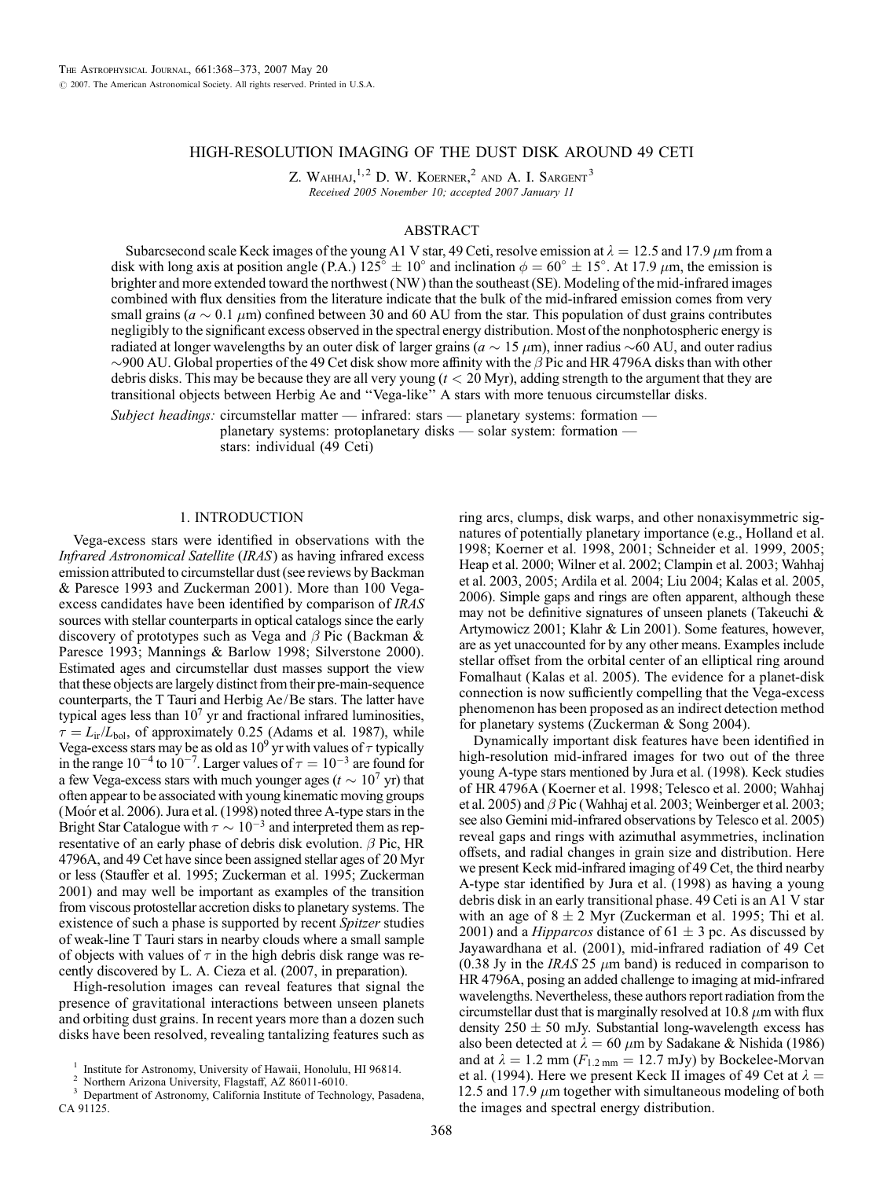# HIGH-RESOLUTION IMAGING OF THE DUST DISK AROUND 49 CETI

Z. Wahhaj,[1,2] D. W. Koerner,[2] and A. I. Sargent[3]

*Received 2005 November 10; accepted 2007 January 11*

## ABSTRACT

Subarcsecond scale Keck images of the young A1 V star, 49 Ceti, resolve emission at $\lambda = 12.5$ and 17.9 $\mu$m from a disk with long axis at position angle (P.A.) $125° \pm 10°$ and inclination $\phi = 60° \pm 15°$. At 17.9 $\mu$m, the emission is brighter and more extended toward the northwest (NW) than the southeast (SE). Modeling of the mid-infrared images combined with flux densities from the literature indicate that the bulk of the mid-infrared emission comes from very small grains ($a \sim 0.1$ $\mu$m) confined between 30 and 60 AU from the star. This population of dust grains contributes negligibly to the significant excess observed in the spectral energy distribution. Most of the nonphotospheric energy is radiated at longer wavelengths by an outer disk of larger grains ($a \sim 15$ $\mu$m), inner radius $\sim$60 AU, and outer radius $\sim$900 AU. Global properties of the 49 Cet disk show more affinity with the $\beta$ Pic and HR 4796A disks than with other debris disks. This may be because they are all very young ($t < 20$ Myr), adding strength to the argument that they are transitional objects between Herbig Ae and "Vega-like" A stars with more tenuous circumstellar disks.

*Subject headings:* circumstellar matter — infrared: stars — planetary systems: formation — planetary systems: protoplanetary disks — solar system: formation — stars: individual (49 Ceti)

## 1. INTRODUCTION

Vega-excess stars were identified in observations with the *Infrared Astronomical Satellite* (*IRAS*) as having infrared excess emission attributed to circumstellar dust (see reviews by Backman & Paresce 1993 and Zuckerman 2001). More than 100 Vega-excess candidates have been identified by comparison of *IRAS* sources with stellar counterparts in optical catalogs since the early discovery of prototypes such as Vega and $\beta$ Pic (Backman & Paresce 1993; Mannings & Barlow 1998; Silverstone 2000). Estimated ages and circumstellar dust masses support the view that these objects are largely distinct from their pre-main-sequence counterparts, the T Tauri and Herbig Ae/Be stars. The latter have typical ages less than $10^7$ yr and fractional infrared luminosities, $\tau = L_{\rm ir}/L_{\rm bol}$, of approximately 0.25 (Adams et al. 1987), while Vega-excess stars may be as old as $10^9$ yr with values of $\tau$ typically in the range $10^{-4}$ to $10^{-7}$. Larger values of $\tau = 10^{-3}$ are found for a few Vega-excess stars with much younger ages ($t \sim 10^7$ yr) that often appear to be associated with young kinematic moving groups (Moór et al. 2006). Jura et al. (1998) noted three A-type stars in the Bright Star Catalogue with $\tau \sim 10^{-3}$ and interpreted them as representative of an early phase of debris disk evolution. $\beta$ Pic, HR 4796A, and 49 Cet have since been assigned stellar ages of 20 Myr or less (Stauffer et al. 1995; Zuckerman et al. 1995; Zuckerman 2001) and may well be important as examples of the transition from viscous protostellar accretion disks to planetary systems. The existence of such a phase is supported by recent *Spitzer* studies of weak-line T Tauri stars in nearby clouds where a small sample of objects with values of $\tau$ in the high debris disk range was recently discovered by L. A. Cieza et al. (2007, in preparation).

High-resolution images can reveal features that signal the presence of gravitational interactions between unseen planets and orbiting dust grains. In recent years more than a dozen such disks have been resolved, revealing tantalizing features such as ring arcs, clumps, disk warps, and other nonaxisymmetric signatures of potentially planetary importance (e.g., Holland et al. 1998; Koerner et al. 1998, 2001; Schneider et al. 1999, 2005; Heap et al. 2000; Wilner et al. 2002; Clampin et al. 2003; Wahhaj et al. 2003, 2005; Ardila et al. 2004; Liu 2004; Kalas et al. 2005, 2006). Simple gaps and rings are often apparent, although these may not be definitive signatures of unseen planets (Takeuchi & Artymowicz 2001; Klahr & Lin 2001). Some features, however, are as yet unaccounted for by any other means. Examples include stellar offset from the orbital center of an elliptical ring around Fomalhaut (Kalas et al. 2005). The evidence for a planet-disk connection is now sufficiently compelling that the Vega-excess phenomenon has been proposed as an indirect detection method for planetary systems (Zuckerman & Song 2004).

Dynamically important disk features have been identified in high-resolution mid-infrared images for two out of the three young A-type stars mentioned by Jura et al. (1998). Keck studies of HR 4796A (Koerner et al. 1998; Telesco et al. 2000; Wahhaj et al. 2005) and $\beta$ Pic (Wahhaj et al. 2003; Weinberger et al. 2003; see also Gemini mid-infrared observations by Telesco et al. 2005) reveal gaps and rings with azimuthal asymmetries, inclination offsets, and radial changes in grain size and distribution. Here we present Keck mid-infrared imaging of 49 Cet, the third nearby A-type star identified by Jura et al. (1998) as having a young debris disk in an early transitional phase. 49 Ceti is an A1 V star with an age of $8 \pm 2$ Myr (Zuckerman et al. 1995; Thi et al. 2001) and a *Hipparcos* distance of $61 \pm 3$ pc. As discussed by Jayawardhana et al. (2001), mid-infrared radiation of 49 Cet (0.38 Jy in the *IRAS* 25 $\mu$m band) is reduced in comparison to HR 4796A, posing an added challenge to imaging at mid-infrared wavelengths. Nevertheless, these authors report radiation from the circumstellar dust that is marginally resolved at 10.8 $\mu$m with flux density $250 \pm 50$ mJy. Substantial long-wavelength excess has also been detected at $\lambda = 60$ $\mu$m by Sadakane & Nishida (1986) and at $\lambda = 1.2$ mm ($F_{1.2\,\rm mm} = 12.7$ mJy) by Bockelee-Morvan et al. (1994). Here we present Keck II images of 49 Cet at $\lambda = 12.5$ and 17.9 $\mu$m together with simultaneous modeling of both the images and spectral energy distribution.

[1] Institute for Astronomy, University of Hawaii, Honolulu, HI 96814.

[2] Northern Arizona University, Flagstaff, AZ 86011-6010.

[3] Department of Astronomy, California Institute of Technology, Pasadena, CA 91125.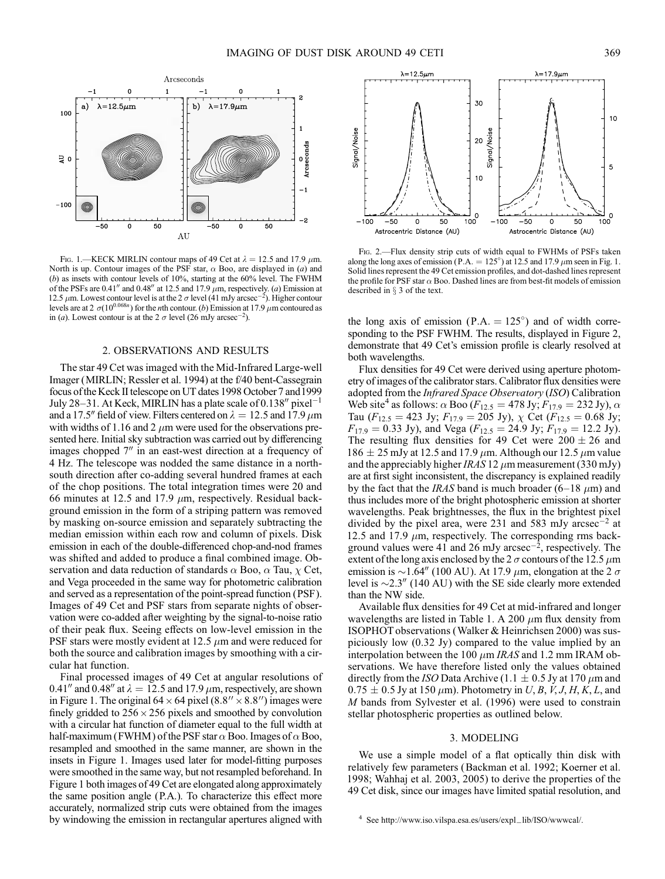FIG. 1.—KECK MIRLIN contour maps of 49 Cet at $\lambda = 12.5$ and 17.9 $\mu$m. North is up. Contour images of the PSF star, $\alpha$ Boo, are displayed in (*a*) and (*b*) as insets with contour levels of 10%, starting at the 60% level. The FWHM of the PSFs are 0.41″ and 0.48″ at 12.5 and 17.9 $\mu$m, respectively. (*a*) Emission at 12.5 $\mu$m. Lowest contour level is at the 2 $\sigma$ level (41 mJy arcsec$^{-2}$). Higher contour levels are at 2 $\sigma(10^{0.068n})$ for the *n*th contour. (*b*) Emission at 17.9 $\mu$m contoured as in (*a*). Lowest contour is at the 2 $\sigma$ level (26 mJy arcsec$^{-2}$).

FIG. 2.—Flux density strip cuts of width equal to FWHMs of PSFs taken along the long axes of emission (P.A. = 125°) at 12.5 and 17.9 $\mu$m seen in Fig. 1. Solid lines represent the 49 Cet emission profiles, and dot-dashed lines represent the profile for PSF star $\alpha$ Boo. Dashed lines are from best-fit models of emission described in § 3 of the text.

## 2. OBSERVATIONS AND RESULTS

The star 49 Cet was imaged with the Mid-Infrared Large-well Imager (MIRLIN; Ressler et al. 1994) at the f/40 bent-Cassegrain focus of the Keck II telescope on UT dates 1998 October 7 and 1999 July 28–31. At Keck, MIRLIN has a plate scale of 0.138″ pixel$^{-1}$ and a 17.5″ field of view. Filters centered on $\lambda = 12.5$ and 17.9 $\mu$m with widths of 1.16 and 2 $\mu$m were used for the observations presented here. Initial sky subtraction was carried out by differencing images chopped 7″ in an east-west direction at a frequency of 4 Hz. The telescope was nodded the same distance in a north-south direction after co-adding several hundred frames at each of the chop positions. The total integration times were 20 and 66 minutes at 12.5 and 17.9 $\mu$m, respectively. Residual background emission in the form of a striping pattern was removed by masking on-source emission and separately subtracting the median emission within each row and column of pixels. Disk emission in each of the double-differenced chop-and-nod frames was shifted and added to produce a final combined image. Observation and data reduction of standards $\alpha$ Boo, $\alpha$ Tau, $\chi$ Cet, and Vega proceeded in the same way for photometric calibration and served as a representation of the point-spread function (PSF). Images of 49 Cet and PSF stars from separate nights of observation were co-added after weighting by the signal-to-noise ratio of their peak flux. Seeing effects on low-level emission in the PSF stars were mostly evident at 12.5 $\mu$m and were reduced for both the source and calibration images by smoothing with a circular hat function.

Final processed images of 49 Cet at angular resolutions of 0.41″ and 0.48″ at $\lambda = 12.5$ and 17.9 $\mu$m, respectively, are shown in Figure 1. The original $64 \times 64$ pixel ($8.8'' \times 8.8''$) images were finely gridded to $256 \times 256$ pixels and smoothed by convolution with a circular hat function of diameter equal to the full width at half-maximum (FWHM) of the PSF star $\alpha$ Boo. Images of $\alpha$ Boo, resampled and smoothed in the same manner, are shown in the insets in Figure 1. Images used later for model-fitting purposes were smoothed in the same way, but not resampled beforehand. In Figure 1 both images of 49 Cet are elongated along approximately the same position angle (P.A.). To characterize this effect more accurately, normalized strip cuts were obtained from the images by windowing the emission in rectangular apertures aligned with the long axis of emission (P.A. = 125°) and of width corresponding to the PSF FWHM. The results, displayed in Figure 2, demonstrate that 49 Cet's emission profile is clearly resolved at both wavelengths.

Flux densities for 49 Cet were derived using aperture photometry of images of the calibrator stars. Calibrator flux densities were adopted from the *Infrared Space Observatory* (*ISO*) Calibration Web site[4] as follows: $\alpha$ Boo ($F_{12.5} = 478$ Jy; $F_{17.9} = 232$ Jy), $\alpha$ Tau ($F_{12.5} = 423$ Jy; $F_{17.9} = 205$ Jy), $\chi$ Cet ($F_{12.5} = 0.68$ Jy; $F_{17.9} = 0.33$ Jy), and Vega ($F_{12.5} = 24.9$ Jy; $F_{17.9} = 12.2$ Jy). The resulting flux densities for 49 Cet were $200 \pm 26$ and $186 \pm 25$ mJy at 12.5 and 17.9 $\mu$m. Although our 12.5 $\mu$m value and the appreciably higher *IRAS* 12 $\mu$m measurement (330 mJy) are at first sight inconsistent, the discrepancy is explained readily by the fact that the *IRAS* band is much broader (6–18 $\mu$m) and thus includes more of the bright photospheric emission at shorter wavelengths. Peak brightnesses, the flux in the brightest pixel divided by the pixel area, were 231 and 583 mJy arcsec$^{-2}$ at 12.5 and 17.9 $\mu$m, respectively. The corresponding rms background values were 41 and 26 mJy arcsec$^{-2}$, respectively. The extent of the long axis enclosed by the 2 $\sigma$ contours of the 12.5 $\mu$m emission is ~1.64″ (100 AU). At 17.9 $\mu$m, elongation at the 2 $\sigma$ level is ~2.3″ (140 AU) with the SE side clearly more extended than the NW side.

Available flux densities for 49 Cet at mid-infrared and longer wavelengths are listed in Table 1. A 200 $\mu$m flux density from ISOPHOT observations (Walker & Heinrichsen 2000) was suspiciously low (0.32 Jy) compared to the value implied by an interpolation between the 100 $\mu$m *IRAS* and 1.2 mm IRAM observations. We have therefore listed only the values obtained directly from the *ISO* Data Archive ($1.1 \pm 0.5$ Jy at 170 $\mu$m and $0.75 \pm 0.5$ Jy at 150 $\mu$m). Photometry in *U*, *B*, *V*, *J*, *H*, *K*, *L*, and *M* bands from Sylvester et al. (1996) were used to constrain stellar photospheric properties as outlined below.

## 3. MODELING

We use a simple model of a flat optically thin disk with relatively few parameters (Backman et al. 1992; Koerner et al. 1998; Wahhaj et al. 2003, 2005) to derive the properties of the 49 Cet disk, since our images have limited spatial resolution, and

[4] See http://www.iso.vilspa.esa.es/users/expl_lib/ISO/wwwcal/.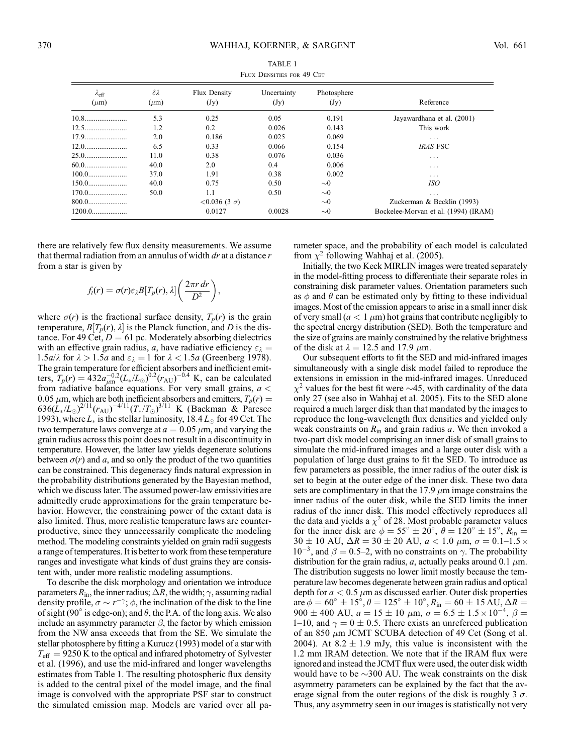TABLE 1

Flux Densities for 49 Cet

| $\lambda_{\rm eff}$ ($\mu$m) | $\delta\lambda$ ($\mu$m) | Flux Density (Jy) | Uncertainty (Jy) | Photosphere (Jy) | Reference |
|---|---|---|---|---|---|
| 10.8 | 5.3 | 0.25 | 0.05 | 0.191 | Jayawardhana et al. (2001) |
| 12.5 | 1.2 | 0.2 | 0.026 | 0.143 | This work |
| 17.9 | 2.0 | 0.186 | 0.025 | 0.069 | ... |
| 12.0 | 6.5 | 0.33 | 0.066 | 0.154 | *IRAS* FSC |
| 25.0 | 11.0 | 0.38 | 0.076 | 0.036 | ... |
| 60.0 | 40.0 | 2.0 | 0.4 | 0.006 | ... |
| 100.0 | 37.0 | 1.91 | 0.38 | 0.002 | ... |
| 150.0 | 40.0 | 0.75 | 0.50 | $\sim$0 | *ISO* |
| 170.0 | 50.0 | 1.1 | 0.50 | $\sim$0 | ... |
| 800.0 | | <0.036 (3 $\sigma$) | | $\sim$0 | Zuckerman & Becklin (1993) |
| 1200.0 | | 0.0127 | 0.0028 | $\sim$0 | Bockelee-Morvan et al. (1994) (IRAM) |

there are relatively few flux density measurements. We assume that thermal radiation from an annulus of width $dr$ at a distance $r$ from a star is given by

$$f_t(r) = \sigma(r)\varepsilon_\lambda B[T_p(r), \lambda]\left(\frac{2\pi r\, dr}{D^2}\right),$$

where $\sigma(r)$ is the fractional surface density, $T_p(r)$ is the grain temperature, $B[T_p(r), \lambda]$ is the Planck function, and $D$ is the distance. For 49 Cet, $D = 61$ pc. Moderately absorbing dielectrics with an effective grain radius, $a$, have radiative efficiency $\varepsilon_\lambda = 1.5a/\lambda$ for $\lambda > 1.5a$ and $\varepsilon_\lambda = 1$ for $\lambda < 1.5a$ (Greenberg 1978). The grain temperature for efficient absorbers and inefficient emitters, $T_p(r) = 432a_{\mu\rm m}^{-0.2}(L_*/L_\odot)^{0.2}(r_{\rm AU})^{-0.4}$ K, can be calculated from radiative balance equations. For very small grains, $a < 0.05$ $\mu$m, which are both inefficient absorbers and emitters, $T_p(r) = 636(L_*/L_\odot)^{2/11}(r_{\rm AU})^{-4/11}(T_*/T_\odot)^{3/11}$ K (Backman & Paresce 1993), where $L_*$ is the stellar luminosity, 18.4 $L_\odot$ for 49 Cet. The two temperature laws converge at $a = 0.05$ $\mu$m, and varying the grain radius across this point does not result in a discontinuity in temperature. However, the latter law yields degenerate solutions between $\sigma(r)$ and $a$, and so only the product of the two quantities can be constrained. This degeneracy finds natural expression in the probability distributions generated by the Bayesian method, which we discuss later. The assumed power-law emissivities are admittedly crude approximations for the grain temperature behavior. However, the constraining power of the extant data is also limited. Thus, more realistic temperature laws are counterproductive, since they unnecessarily complicate the modeling method. The modeling constraints yielded on grain radii suggests a range of temperatures. It is better to work from these temperature ranges and investigate what kinds of dust grains they are consistent with, under more realistic modeling assumptions.

To describe the disk morphology and orientation we introduce parameters $R_{\rm in}$, the inner radius; $\Delta R$, the width; $\gamma$, assuming radial density profile, $\sigma \sim r^{-\gamma}$; $\phi$, the inclination of the disk to the line of sight (90° is edge-on); and $\theta$, the P.A. of the long axis. We also include an asymmetry parameter $\beta$, the factor by which emission from the NW ansa exceeds that from the SE. We simulate the stellar photosphere by fitting a Kurucz (1993) model of a star with $T_{\rm eff} = 9250$ K to the optical and infrared photometry of Sylvester et al. (1996), and use the mid-infrared and longer wavelengths estimates from Table 1. The resulting photospheric flux density is added to the central pixel of the model image, and the final image is convolved with the appropriate PSF star to construct the simulated emission map. Models are varied over all parameter space, and the probability of each model is calculated from $\chi^2$ following Wahhaj et al. (2005).

Initially, the two Keck MIRLIN images were treated separately in the model-fitting process to differentiate their separate roles in constraining disk parameter values. Orientation parameters such as $\phi$ and $\theta$ can be estimated only by fitting to these individual images. Most of the emission appears to arise in a small inner disk of very small ($a < 1$ $\mu$m) hot grains that contribute negligibly to the spectral energy distribution (SED). Both the temperature and the size of grains are mainly constrained by the relative brightness of the disk at $\lambda = 12.5$ and 17.9 $\mu$m.

Our subsequent efforts to fit the SED and mid-infrared images simultaneously with a single disk model failed to reproduce the extensions in emission in the mid-infrared images. Unreduced $\chi^2$ values for the best fit were $\sim$45, with cardinality of the data only 27 (see also in Wahhaj et al. 2005). Fits to the SED alone required a much larger disk than that mandated by the images to reproduce the long-wavelength flux densities and yielded only weak constraints on $R_{\rm in}$ and grain radius $a$. We then invoked a two-part disk model comprising an inner disk of small grains to simulate the mid-infrared images and a large outer disk with a population of large dust grains to fit the SED. To introduce as few parameters as possible, the inner radius of the outer disk is set to begin at the outer edge of the inner disk. These two data sets are complimentary in that the 17.9 $\mu$m image constrains the inner radius of the outer disk, while the SED limits the inner radius of the inner disk. This model effectively reproduces all the data and yields a $\chi^2$ of 28. Most probable parameter values for the inner disk are $\phi = 55° \pm 20°$, $\theta = 120° \pm 15°$, $R_{\rm in} = 30 \pm 10$ AU, $\Delta R = 30 \pm 20$ AU, $a < 1.0$ $\mu$m, $\sigma = 0.1\text{–}1.5 \times 10^{-3}$, and $\beta = 0.5\text{–}2$, with no constraints on $\gamma$. The probability distribution for the grain radius, $a$, actually peaks around 0.1 $\mu$m. The distribution suggests no lower limit mostly because the temperature law becomes degenerate between grain radius and optical depth for $a < 0.5$ $\mu$m as discussed earlier. Outer disk properties are $\phi = 60° \pm 15°$, $\theta = 125° \pm 10°$, $R_{\rm in} = 60 \pm 15$ AU, $\Delta R = 900 \pm 400$ AU, $a = 15 \pm 10$ $\mu$m, $\sigma = 6.5 \pm 1.5 \times 10^{-4}$, $\beta = 1\text{–}10$, and $\gamma = 0 \pm 0.5$. There exists an unrefereed publication of an 850 $\mu$m JCMT SCUBA detection of 49 Cet (Song et al. 2004). At $8.2 \pm 1.9$ mJy, this value is inconsistent with the 1.2 mm IRAM detection. We note that if the IRAM flux were ignored and instead the JCMT flux were used, the outer disk width would have to be $\sim$300 AU. The weak constraints on the disk asymmetry parameters can be explained by the fact that the average signal from the outer regions of the disk is roughly 3 $\sigma$. Thus, any asymmetry seen in our images is statistically not very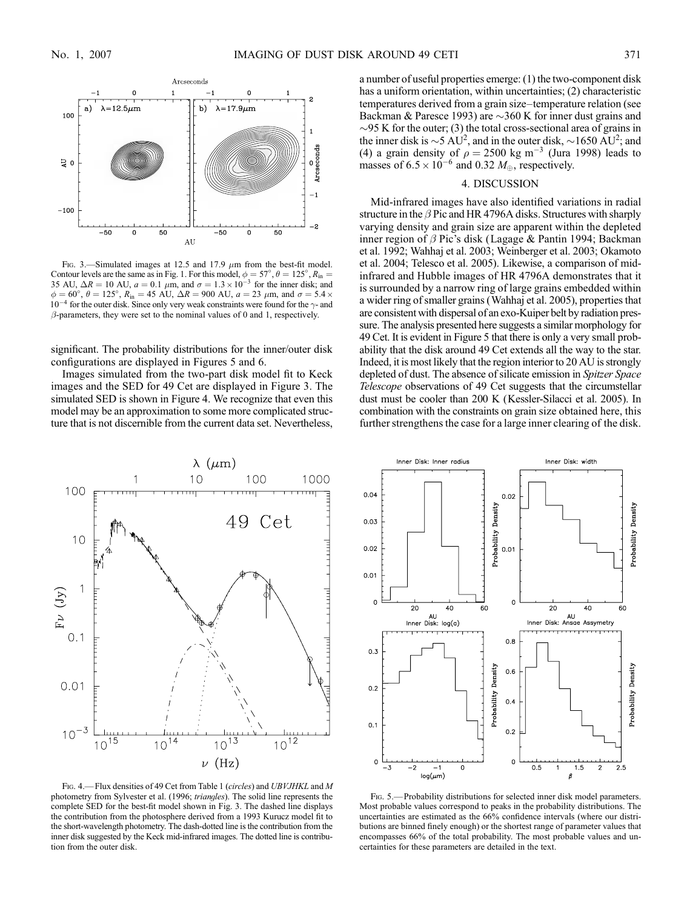Fig. 3.—Simulated images at 12.5 and 17.9 $\mu$m from the best-fit model. Contour levels are the same as in Fig. 1. For this model, $\phi = 57°$, $\theta = 125°$, $R_{\rm in} = 35$ AU, $\Delta R = 10$ AU, $a = 0.1$ $\mu$m, and $\sigma = 1.3 \times 10^{-3}$ for the inner disk; and $\phi = 60°$, $\theta = 125°$, $R_{\rm in} = 45$ AU, $\Delta R = 900$ AU, $a = 23$ $\mu$m, and $\sigma = 5.4 \times 10^{-4}$ for the outer disk. Since only very weak constraints were found for the $\gamma$- and $\beta$-parameters, they were set to the nominal values of 0 and 1, respectively.

significant. The probability distributions for the inner/outer disk configurations are displayed in Figures 5 and 6.

Images simulated from the two-part disk model fit to Keck images and the SED for 49 Cet are displayed in Figure 3. The simulated SED is shown in Figure 4. We recognize that even this model may be an approximation to some more complicated structure that is not discernible from the current data set. Nevertheless, a number of useful properties emerge: (1) the two-component disk has a uniform orientation, within uncertainties; (2) characteristic temperatures derived from a grain size–temperature relation (see Backman & Paresce 1993) are ~360 K for inner dust grains and ~95 K for the outer; (3) the total cross-sectional area of grains in the inner disk is ~5 AU$^2$, and in the outer disk, ~1650 AU$^2$; and (4) a grain density of $\rho = 2500$ kg m$^{-3}$ (Jura 1998) leads to masses of $6.5 \times 10^{-6}$ and 0.32 $M_{\oplus}$, respectively.

## 4. DISCUSSION

Mid-infrared images have also identified variations in radial structure in the $\beta$ Pic and HR 4796A disks. Structures with sharply varying density and grain size are apparent within the depleted inner region of $\beta$ Pic's disk (Lagage & Pantin 1994; Backman et al. 1992; Wahhaj et al. 2003; Weinberger et al. 2003; Okamoto et al. 2004; Telesco et al. 2005). Likewise, a comparison of mid-infrared and Hubble images of HR 4796A demonstrates that it is surrounded by a narrow ring of large grains embedded within a wider ring of smaller grains (Wahhaj et al. 2005), properties that are consistent with dispersal of an exo-Kuiper belt by radiation pressure. The analysis presented here suggests a similar morphology for 49 Cet. It is evident in Figure 5 that there is only a very small probability that the disk around 49 Cet extends all the way to the star. Indeed, it is most likely that the region interior to 20 AU is strongly depleted of dust. The absence of silicate emission in *Spitzer Space Telescope* observations of 49 Cet suggests that the circumstellar dust must be cooler than 200 K (Kessler-Silacci et al. 2005). In combination with the constraints on grain size obtained here, this further strengthens the case for a large inner clearing of the disk.

Fig. 4.—Flux densities of 49 Cet from Table 1 (*circles*) and *UBVJHKL* and *M* photometry from Sylvester et al. (1996; *triangles*). The solid line represents the complete SED for the best-fit model shown in Fig. 3. The dashed line displays the contribution from the photosphere derived from a 1993 Kurucz model fit to the short-wavelength photometry. The dash-dotted line is the contribution from the inner disk suggested by the Keck mid-infrared images. The dotted line is contribution from the outer disk.

Fig. 5.—Probability distributions for selected inner disk model parameters. Most probable values correspond to peaks in the probability distributions. The uncertainties are estimated as the 66% confidence intervals (where our distributions are binned finely enough) or the shortest range of parameter values that encompasses 66% of the total probability. The most probable values and uncertainties for these parameters are detailed in the text.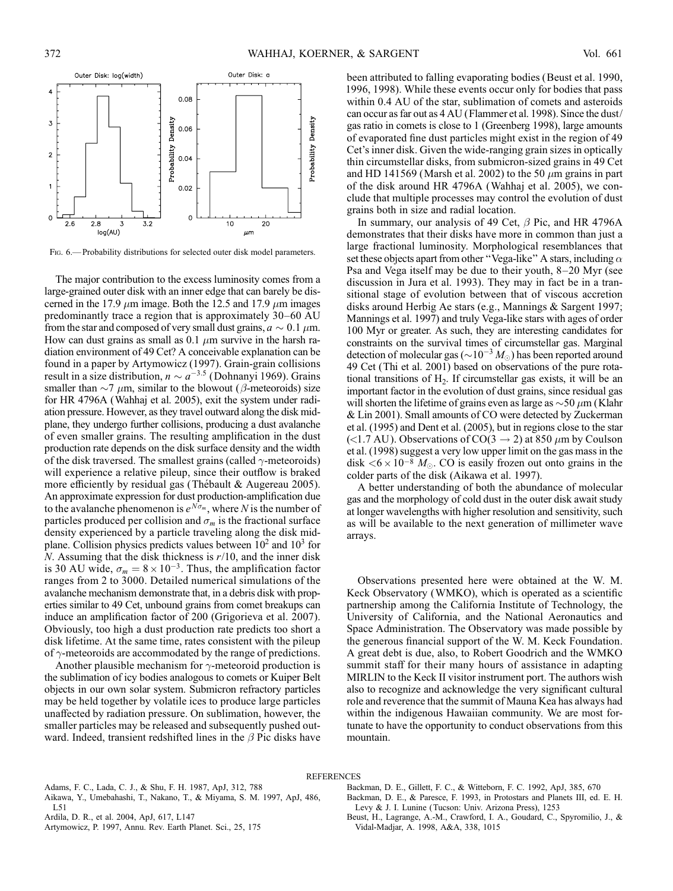Fig. 6.—Probability distributions for selected outer disk model parameters.

The major contribution to the excess luminosity comes from a large-grained outer disk with an inner edge that can barely be discerned in the 17.9 $\mu$m image. Both the 12.5 and 17.9 $\mu$m images predominantly trace a region that is approximately 30–60 AU from the star and composed of very small dust grains, $a \sim 0.1$ $\mu$m. How can dust grains as small as 0.1 $\mu$m survive in the harsh radiation environment of 49 Cet? A conceivable explanation can be found in a paper by Artymowicz (1997). Grain-grain collisions result in a size distribution, $n \sim a^{-3.5}$ (Dohnanyi 1969). Grains smaller than $\sim$7 $\mu$m, similar to the blowout ($\beta$-meteoroids) size for HR 4796A (Wahhaj et al. 2005), exit the system under radiation pressure. However, as they travel outward along the disk midplane, they undergo further collisions, producing a dust avalanche of even smaller grains. The resulting amplification in the dust production rate depends on the disk surface density and the width of the disk traversed. The smallest grains (called $\gamma$-meteoroids) will experience a relative pileup, since their outflow is braked more efficiently by residual gas (Thébault & Augereau 2005). An approximate expression for dust production-amplification due to the avalanche phenomenon is $e^{N\sigma_m}$, where $N$ is the number of particles produced per collision and $\sigma_m$ is the fractional surface density experienced by a particle traveling along the disk midplane. Collision physics predicts values between $10^2$ and $10^3$ for $N$. Assuming that the disk thickness is $r/10$, and the inner disk is 30 AU wide, $\sigma_m = 8 \times 10^{-3}$. Thus, the amplification factor ranges from 2 to 3000. Detailed numerical simulations of the avalanche mechanism demonstrate that, in a debris disk with properties similar to 49 Cet, unbound grains from comet breakups can induce an amplification factor of 200 (Grigorieva et al. 2007). Obviously, too high a dust production rate predicts too short a disk lifetime. At the same time, rates consistent with the pileup of $\gamma$-meteoroids are accommodated by the range of predictions.

Another plausible mechanism for $\gamma$-meteoroid production is the sublimation of icy bodies analogous to comets or Kuiper Belt objects in our own solar system. Submicron refractory particles may be held together by volatile ices to produce large particles unaffected by radiation pressure. On sublimation, however, the smaller particles may be released and subsequently pushed outward. Indeed, transient redshifted lines in the $\beta$ Pic disks have been attributed to falling evaporating bodies (Beust et al. 1990, 1996, 1998). While these events occur only for bodies that pass within 0.4 AU of the star, sublimation of comets and asteroids can occur as far out as 4 AU (Flammer et al. 1998). Since the dust/gas ratio in comets is close to 1 (Greenberg 1998), large amounts of evaporated fine dust particles might exist in the region of 49 Cet's inner disk. Given the wide-ranging grain sizes in optically thin circumstellar disks, from submicron-sized grains in 49 Cet and HD 141569 (Marsh et al. 2002) to the 50 $\mu$m grains in part of the disk around HR 4796A (Wahhaj et al. 2005), we conclude that multiple processes may control the evolution of dust grains both in size and radial location.

In summary, our analysis of 49 Cet, $\beta$ Pic, and HR 4796A demonstrates that their disks have more in common than just a large fractional luminosity. Morphological resemblances that set these objects apart from other "Vega-like" A stars, including $\alpha$ Psa and Vega itself may be due to their youth, 8–20 Myr (see discussion in Jura et al. 1993). They may in fact be in a transitional stage of evolution between that of viscous accretion disks around Herbig Ae stars (e.g., Mannings & Sargent 1997; Mannings et al. 1997) and truly Vega-like stars with ages of order 100 Myr or greater. As such, they are interesting candidates for constraints on the survival times of circumstellar gas. Marginal detection of molecular gas ($\sim 10^{-3}$ $M_{\odot}$) has been reported around 49 Cet (Thi et al. 2001) based on observations of the pure rotational transitions of $H_2$. If circumstellar gas exists, it will be an important factor in the evolution of dust grains, since residual gas will shorten the lifetime of grains even as large as $\sim$50 $\mu$m (Klahr & Lin 2001). Small amounts of CO were detected by Zuckerman et al. (1995) and Dent et al. (2005), but in regions close to the star (<1.7 AU). Observations of CO($3 \rightarrow 2$) at 850 $\mu$m by Coulson et al. (1998) suggest a very low upper limit on the gas mass in the disk $< 6 \times 10^{-8}$ $M_{\odot}$. CO is easily frozen out onto grains in the colder parts of the disk (Aikawa et al. 1997).

A better understanding of both the abundance of molecular gas and the morphology of cold dust in the outer disk await study at longer wavelengths with higher resolution and sensitivity, such as will be available to the next generation of millimeter wave arrays.

Observations presented here were obtained at the W. M. Keck Observatory (WMKO), which is operated as a scientific partnership among the California Institute of Technology, the University of California, and the National Aeronautics and Space Administration. The Observatory was made possible by the generous financial support of the W. M. Keck Foundation. A great debt is due, also, to Robert Goodrich and the WMKO summit staff for their many hours of assistance in adapting MIRLIN to the Keck II visitor instrument port. The authors wish also to recognize and acknowledge the very significant cultural role and reverence that the summit of Mauna Kea has always had within the indigenous Hawaiian community. We are most fortunate to have the opportunity to conduct observations from this mountain.

## REFERENCES

Adams, F. C., Lada, C. J., & Shu, F. H. 1987, ApJ, 312, 788
Aikawa, Y., Umebahashi, T., Nakano, T., & Miyama, S. M. 1997, ApJ, 486, L51
Ardila, D. R., et al. 2004, ApJ, 617, L147
Artymowicz, P. 1997, Annu. Rev. Earth Planet. Sci., 25, 175
Backman, D. E., Gillett, F. C., & Witteborn, F. C. 1992, ApJ, 385, 670
Backman, D. E., & Paresce, F. 1993, in Protostars and Planets III, ed. E. H. Levy & J. I. Lunine (Tucson: Univ. Arizona Press), 1253
Beust, H., Lagrange, A.-M., Crawford, I. A., Goudard, C., Spyromilio, J., & Vidal-Madjar, A. 1998, A&A, 338, 1015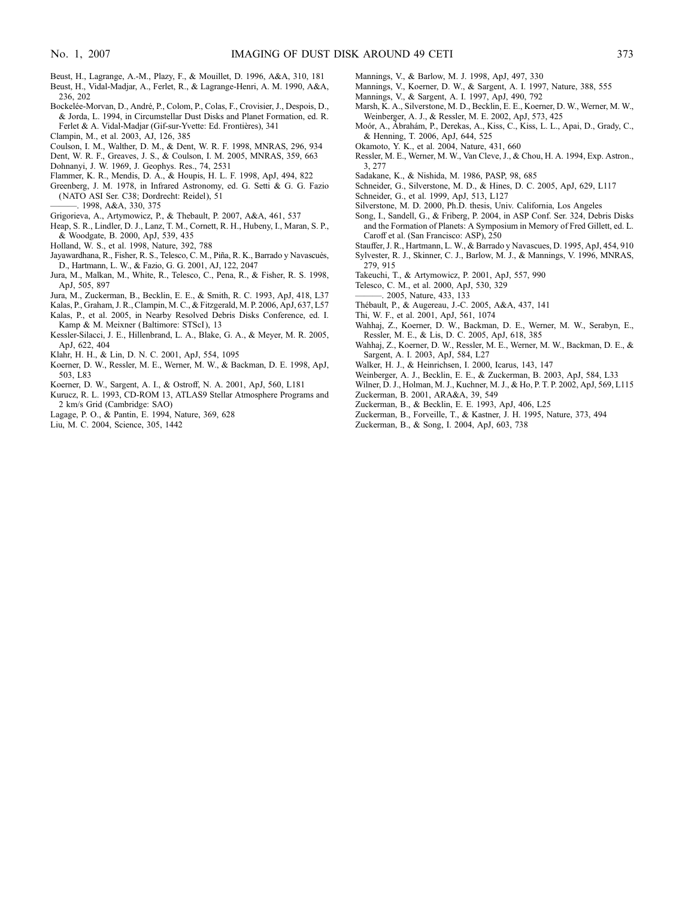Beust, H., Lagrange, A.-M., Plazy, F., & Mouillet, D. 1996, A&A, 310, 181

Beust, H., Vidal-Madjar, A., Ferlet, R., & Lagrange-Henri, A. M. 1990, A&A, 236, 202

Bockelée-Morvan, D., André, P., Colom, P., Colas, F., Crovisier, J., Despois, D., & Jorda, L. 1994, in Circumstellar Dust Disks and Planet Formation, ed. R. Ferlet & A. Vidal-Madjar (Gif-sur-Yvette: Ed. Frontières), 341

Clampin, M., et al. 2003, AJ, 126, 385

Coulson, I. M., Walther, D. M., & Dent, W. R. F. 1998, MNRAS, 296, 934

Dent, W. R. F., Greaves, J. S., & Coulson, I. M. 2005, MNRAS, 359, 663

Dohnanyi, J. W. 1969, J. Geophys. Res., 74, 2531

Flammer, K. R., Mendis, D. A., & Houpis, H. L. F. 1998, ApJ, 494, 822

Greenberg, J. M. 1978, in Infrared Astronomy, ed. G. Setti & G. G. Fazio (NATO ASI Ser. C38; Dordrecht: Reidel), 51

———. 1998, A&A, 330, 375

Grigorieva, A., Artymowicz, P., & Thebault, P. 2007, A&A, 461, 537

Heap, S. R., Lindler, D. J., Lanz, T. M., Cornett, R. H., Hubeny, I., Maran, S. P., & Woodgate, B. 2000, ApJ, 539, 435

Holland, W. S., et al. 1998, Nature, 392, 788

Jayawardhana, R., Fisher, R. S., Telesco, C. M., Piña, R. K., Barrado y Navascués, D., Hartmann, L. W., & Fazio, G. G. 2001, AJ, 122, 2047

Jura, M., Malkan, M., White, R., Telesco, C., Pena, R., & Fisher, R. S. 1998, ApJ, 505, 897

Jura, M., Zuckerman, B., Becklin, E. E., & Smith, R. C. 1993, ApJ, 418, L37

Kalas, P., Graham, J. R., Clampin, M. C., & Fitzgerald, M. P. 2006, ApJ, 637, L57

Kalas, P., et al. 2005, in Nearby Resolved Debris Disks Conference, ed. I. Kamp & M. Meixner (Baltimore: STScI), 13

Kessler-Silacci, J. E., Hillenbrand, L. A., Blake, G. A., & Meyer, M. R. 2005, ApJ, 622, 404

Klahr, H. H., & Lin, D. N. C. 2001, ApJ, 554, 1095

Koerner, D. W., Ressler, M. E., Werner, M. W., & Backman, D. E. 1998, ApJ, 503, L83

Koerner, D. W., Sargent, A. I., & Ostroff, N. A. 2001, ApJ, 560, L181

Kurucz, R. L. 1993, CD-ROM 13, ATLAS9 Stellar Atmosphere Programs and 2 km/s Grid (Cambridge: SAO)

Lagage, P. O., & Pantin, E. 1994, Nature, 369, 628

Liu, M. C. 2004, Science, 305, 1442

Mannings, V., & Barlow, M. J. 1998, ApJ, 497, 330

Mannings, V., Koerner, D. W., & Sargent, A. I. 1997, Nature, 388, 555

Mannings, V., & Sargent, A. I. 1997, ApJ, 490, 792

Marsh, K. A., Silverstone, M. D., Becklin, E. E., Koerner, D. W., Werner, M. W., Weinberger, A. J., & Ressler, M. E. 2002, ApJ, 573, 425

Moór, A., Ábrahám, P., Derekas, A., Kiss, C., Kiss, L. L., Apai, D., Grady, C., & Henning, T. 2006, ApJ, 644, 525

Okamoto, Y. K., et al. 2004, Nature, 431, 660

Ressler, M. E., Werner, M. W., Van Cleve, J., & Chou, H. A. 1994, Exp. Astron., 3, 277

Sadakane, K., & Nishida, M. 1986, PASP, 98, 685

Schneider, G., Silverstone, M. D., & Hines, D. C. 2005, ApJ, 629, L117

Schneider, G., et al. 1999, ApJ, 513, L127

Silverstone, M. D. 2000, Ph.D. thesis, Univ. California, Los Angeles

Song, I., Sandell, G., & Friberg, P. 2004, in ASP Conf. Ser. 324, Debris Disks and the Formation of Planets: A Symposium in Memory of Fred Gillett, ed. L. Caroff et al. (San Francisco: ASP), 250

Stauffer, J. R., Hartmann, L. W., & Barrado y Navascues, D. 1995, ApJ, 454, 910

Sylvester, R. J., Skinner, C. J., Barlow, M. J., & Mannings, V. 1996, MNRAS, 279, 915

Takeuchi, T., & Artymowicz, P. 2001, ApJ, 557, 990

Telesco, C. M., et al. 2000, ApJ, 530, 329

———. 2005, Nature, 433, 133

Thébault, P., & Augereau, J.-C. 2005, A&A, 437, 141

Thi, W. F., et al. 2001, ApJ, 561, 1074

Wahhaj, Z., Koerner, D. W., Backman, D. E., Werner, M. W., Serabyn, E., Ressler, M. E., & Lis, D. C. 2005, ApJ, 618, 385

Wahhaj, Z., Koerner, D. W., Ressler, M. E., Werner, M. W., Backman, D. E., & Sargent, A. I. 2003, ApJ, 584, L27

Walker, H. J., & Heinrichsen, I. 2000, Icarus, 143, 147

Weinberger, A. J., Becklin, E. E., & Zuckerman, B. 2003, ApJ, 584, L33

Wilner, D. J., Holman, M. J., Kuchner, M. J., & Ho, P. T. P. 2002, ApJ, 569, L115

Zuckerman, B. 2001, ARA&A, 39, 549

Zuckerman, B., & Becklin, E. E. 1993, ApJ, 406, L25

Zuckerman, B., Forveille, T., & Kastner, J. H. 1995, Nature, 373, 494

Zuckerman, B., & Song, I. 2004, ApJ, 603, 738